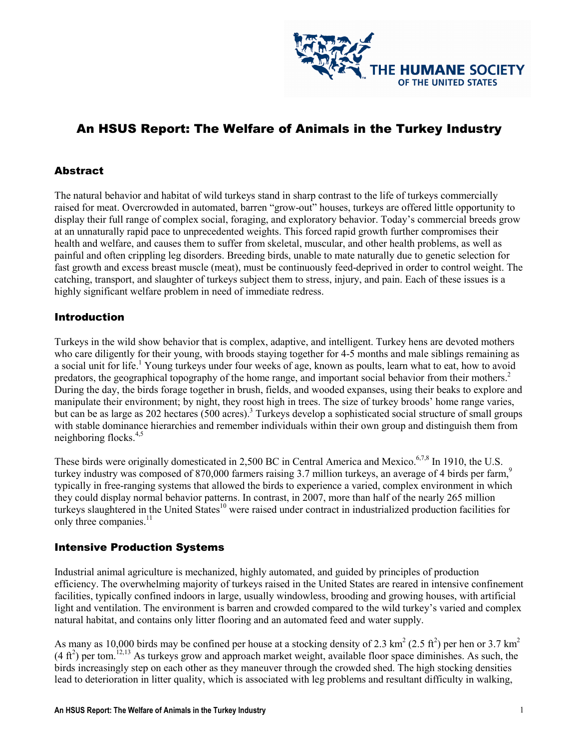THE HUMANE SOCIETY OF THE UNITED STATES

# An HSUS Report: The Welfare of Animals in the Turkey Industry

## Abstract

The natural behavior and habitat of wild turkeys stand in sharp contrast to the life of turkeys commercially raised for meat. Overcrowded in automated, barren "grow-out" houses, turkeys are offered little opportunity to display their full range of complex social, foraging, and exploratory behavior. Today's commercial breeds grow at an unnaturally rapid pace to unprecedented weights. This forced rapid growth further compromises their health and welfare, and causes them to suffer from skeletal, muscular, and other health problems, as well as painful and often crippling leg disorders. Breeding birds, unable to mate naturally due to genetic selection for fast growth and excess breast muscle (meat), must be continuously feed-deprived in order to control weight. The catching, transport, and slaughter of turkeys subject them to stress, injury, and pain. Each of these issues is a highly significant welfare problem in need of immediate redress.

## Introduction

Turkeys in the wild show behavior that is complex, adaptive, and intelligent. Turkey hens are devoted mothers who care diligently for their young, with broods staying together for 4-5 months and male siblings remaining as a social unit for life.[1] Young turkeys under four weeks of age, known as poults, learn what to eat, how to avoid predators, the geographical topography of the home range, and important social behavior from their mothers.[2] During the day, the birds forage together in brush, fields, and wooded expanses, using their beaks to explore and manipulate their environment; by night, they roost high in trees. The size of turkey broods' home range varies, but can be as large as 202 hectares (500 acres).[3] Turkeys develop a sophisticated social structure of small groups with stable dominance hierarchies and remember individuals within their own group and distinguish them from neighboring flocks.[4,5]

These birds were originally domesticated in 2,500 BC in Central America and Mexico.[6,7,8] In 1910, the U.S. turkey industry was composed of 870,000 farmers raising 3.7 million turkeys, an average of 4 birds per farm,[9] typically in free-ranging systems that allowed the birds to experience a varied, complex environment in which they could display normal behavior patterns. In contrast, in 2007, more than half of the nearly 265 million turkeys slaughtered in the United States[10] were raised under contract in industrialized production facilities for only three companies.[11]

## Intensive Production Systems

Industrial animal agriculture is mechanized, highly automated, and guided by principles of production efficiency. The overwhelming majority of turkeys raised in the United States are reared in intensive confinement facilities, typically confined indoors in large, usually windowless, brooding and growing houses, with artificial light and ventilation. The environment is barren and crowded compared to the wild turkey's varied and complex natural habitat, and contains only litter flooring and an automated feed and water supply.

As many as 10,000 birds may be confined per house at a stocking density of 2.3 $km^2$ (2.5 $ft^2$) per hen or 3.7 $km^2$ (4 $ft^2$) per tom.[12,13] As turkeys grow and approach market weight, available floor space diminishes. As such, the birds increasingly step on each other as they maneuver through the crowded shed. The high stocking densities lead to deterioration in litter quality, which is associated with leg problems and resultant difficulty in walking,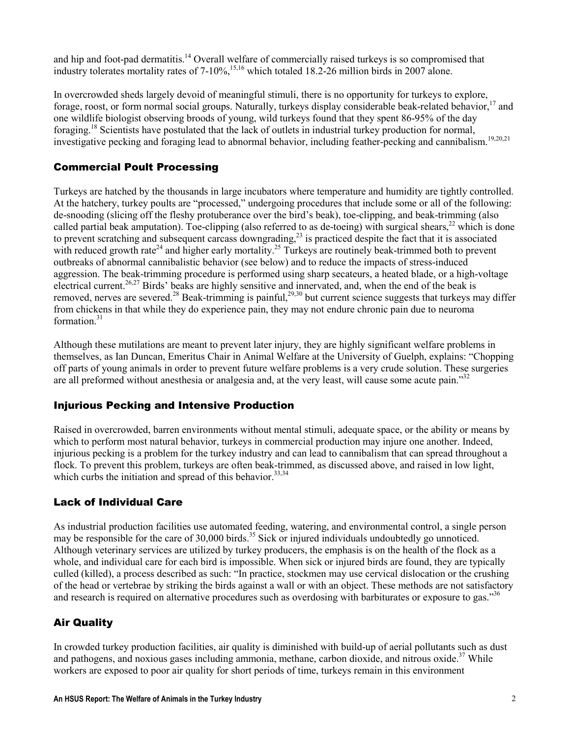and hip and foot-pad dermatitis.[14] Overall welfare of commercially raised turkeys is so compromised that industry tolerates mortality rates of 7-10%,[15,16] which totaled 18.2-26 million birds in 2007 alone.

In overcrowded sheds largely devoid of meaningful stimuli, there is no opportunity for turkeys to explore, forage, roost, or form normal social groups. Naturally, turkeys display considerable beak-related behavior,[17] and one wildlife biologist observing broods of young, wild turkeys found that they spent 86-95% of the day foraging.[18] Scientists have postulated that the lack of outlets in industrial turkey production for normal, investigative pecking and foraging lead to abnormal behavior, including feather-pecking and cannibalism.[19,20,21]

## Commercial Poult Processing

Turkeys are hatched by the thousands in large incubators where temperature and humidity are tightly controlled. At the hatchery, turkey poults are "processed," undergoing procedures that include some or all of the following: de-snooding (slicing off the fleshy protuberance over the bird's beak), toe-clipping, and beak-trimming (also called partial beak amputation). Toe-clipping (also referred to as de-toeing) with surgical shears,[22] which is done to prevent scratching and subsequent carcass downgrading,[23] is practiced despite the fact that it is associated with reduced growth rate[24] and higher early mortality.[25] Turkeys are routinely beak-trimmed both to prevent outbreaks of abnormal cannibalistic behavior (see below) and to reduce the impacts of stress-induced aggression. The beak-trimming procedure is performed using sharp secateurs, a heated blade, or a high-voltage electrical current.[26,27] Birds' beaks are highly sensitive and innervated, and, when the end of the beak is removed, nerves are severed.[28] Beak-trimming is painful,[29,30] but current science suggests that turkeys may differ from chickens in that while they do experience pain, they may not endure chronic pain due to neuroma formation.[31]

Although these mutilations are meant to prevent later injury, they are highly significant welfare problems in themselves, as Ian Duncan, Emeritus Chair in Animal Welfare at the University of Guelph, explains: "Chopping off parts of young animals in order to prevent future welfare problems is a very crude solution. These surgeries are all preformed without anesthesia or analgesia and, at the very least, will cause some acute pain."[32]

## Injurious Pecking and Intensive Production

Raised in overcrowded, barren environments without mental stimuli, adequate space, or the ability or means by which to perform most natural behavior, turkeys in commercial production may injure one another. Indeed, injurious pecking is a problem for the turkey industry and can lead to cannibalism that can spread throughout a flock. To prevent this problem, turkeys are often beak-trimmed, as discussed above, and raised in low light, which curbs the initiation and spread of this behavior.[33,34]

## Lack of Individual Care

As industrial production facilities use automated feeding, watering, and environmental control, a single person may be responsible for the care of 30,000 birds.[35] Sick or injured individuals undoubtedly go unnoticed. Although veterinary services are utilized by turkey producers, the emphasis is on the health of the flock as a whole, and individual care for each bird is impossible. When sick or injured birds are found, they are typically culled (killed), a process described as such: "In practice, stockmen may use cervical dislocation or the crushing of the head or vertebrae by striking the birds against a wall or with an object. These methods are not satisfactory and research is required on alternative procedures such as overdosing with barbiturates or exposure to gas."[36]

## Air Quality

In crowded turkey production facilities, air quality is diminished with build-up of aerial pollutants such as dust and pathogens, and noxious gases including ammonia, methane, carbon dioxide, and nitrous oxide.[37] While workers are exposed to poor air quality for short periods of time, turkeys remain in this environment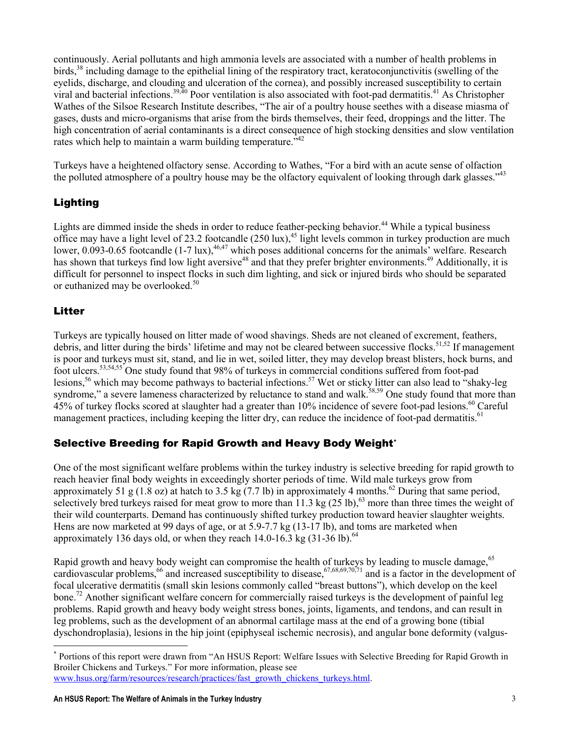continuously. Aerial pollutants and high ammonia levels are associated with a number of health problems in birds,[38] including damage to the epithelial lining of the respiratory tract, keratoconjunctivitis (swelling of the eyelids, discharge, and clouding and ulceration of the cornea), and possibly increased susceptibility to certain viral and bacterial infections.[39,40] Poor ventilation is also associated with foot-pad dermatitis.[41] As Christopher Wathes of the Silsoe Research Institute describes, "The air of a poultry house seethes with a disease miasma of gases, dusts and micro-organisms that arise from the birds themselves, their feed, droppings and the litter. The high concentration of aerial contaminants is a direct consequence of high stocking densities and slow ventilation rates which help to maintain a warm building temperature."[42]

Turkeys have a heightened olfactory sense. According to Wathes, "For a bird with an acute sense of olfaction the polluted atmosphere of a poultry house may be the olfactory equivalent of looking through dark glasses."[43]

## Lighting

Lights are dimmed inside the sheds in order to reduce feather-pecking behavior.[44] While a typical business office may have a light level of 23.2 footcandle (250 lux),[45] light levels common in turkey production are much lower, 0.093-0.65 footcandle (1-7 lux),[46,47] which poses additional concerns for the animals' welfare. Research has shown that turkeys find low light aversive[48] and that they prefer brighter environments.[49] Additionally, it is difficult for personnel to inspect flocks in such dim lighting, and sick or injured birds who should be separated or euthanized may be overlooked.[50]

## Litter

Turkeys are typically housed on litter made of wood shavings. Sheds are not cleaned of excrement, feathers, debris, and litter during the birds' lifetime and may not be cleared between successive flocks.[51,52] If management is poor and turkeys must sit, stand, and lie in wet, soiled litter, they may develop breast blisters, hock burns, and foot ulcers.[53,54,55] One study found that 98% of turkeys in commercial conditions suffered from foot-pad lesions,[56] which may become pathways to bacterial infections.[57] Wet or sticky litter can also lead to "shaky-leg syndrome," a severe lameness characterized by reluctance to stand and walk.[58,59] One study found that more than 45% of turkey flocks scored at slaughter had a greater than 10% incidence of severe foot-pad lesions.[60] Careful management practices, including keeping the litter dry, can reduce the incidence of foot-pad dermatitis.[61]

## Selective Breeding for Rapid Growth and Heavy Body Weight[*]

One of the most significant welfare problems within the turkey industry is selective breeding for rapid growth to reach heavier final body weights in exceedingly shorter periods of time. Wild male turkeys grow from approximately 51 g (1.8 oz) at hatch to 3.5 kg (7.7 lb) in approximately 4 months.[62] During that same period, selectively bred turkeys raised for meat grow to more than 11.3 kg (25 lb),[63] more than three times the weight of their wild counterparts. Demand has continuously shifted turkey production toward heavier slaughter weights. Hens are now marketed at 99 days of age, or at 5.9-7.7 kg (13-17 lb), and toms are marketed when approximately 136 days old, or when they reach 14.0-16.3 kg (31-36 lb).[64]

Rapid growth and heavy body weight can compromise the health of turkeys by leading to muscle damage,[65] cardiovascular problems,[66] and increased susceptibility to disease,[67,68,69,70,71] and is a factor in the development of focal ulcerative dermatitis (small skin lesions commonly called "breast buttons"), which develop on the keel bone.[72] Another significant welfare concern for commercially raised turkeys is the development of painful leg problems. Rapid growth and heavy body weight stress bones, joints, ligaments, and tendons, and can result in leg problems, such as the development of an abnormal cartilage mass at the end of a growing bone (tibial dyschondroplasia), lesions in the hip joint (epiphyseal ischemic necrosis), and angular bone deformity (valgus-

[*] Portions of this report were drawn from "An HSUS Report: Welfare Issues with Selective Breeding for Rapid Growth in Broiler Chickens and Turkeys." For more information, please see www.hsus.org/farm/resources/research/practices/fast_growth_chickens_turkeys.html.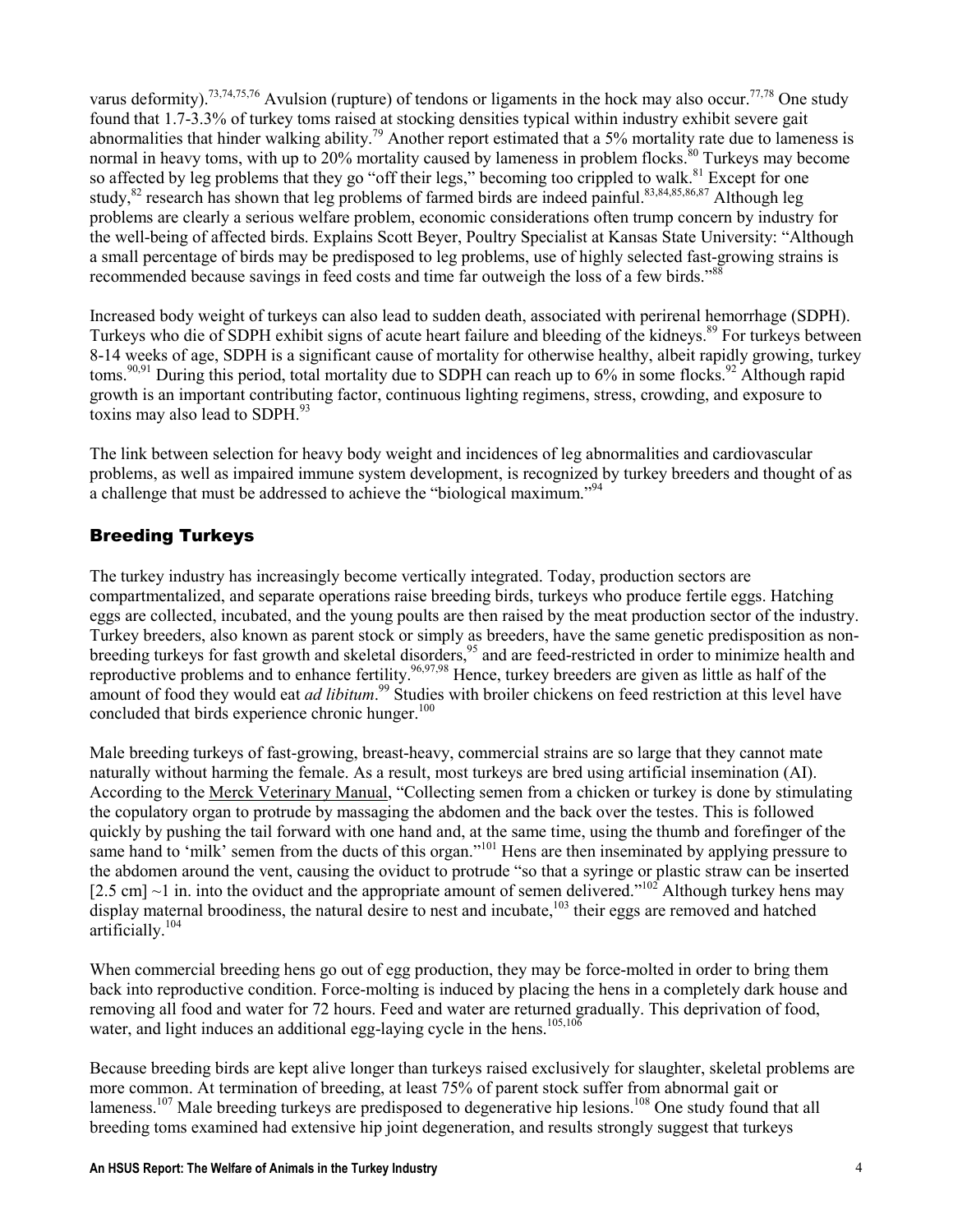varus deformity).[73,74,75,76] Avulsion (rupture) of tendons or ligaments in the hock may also occur.[77,78] One study found that 1.7-3.3% of turkey toms raised at stocking densities typical within industry exhibit severe gait abnormalities that hinder walking ability.[79] Another report estimated that a 5% mortality rate due to lameness is normal in heavy toms, with up to 20% mortality caused by lameness in problem flocks.[80] Turkeys may become so affected by leg problems that they go "off their legs," becoming too crippled to walk.[81] Except for one study,[82] research has shown that leg problems of farmed birds are indeed painful.[83,84,85,86,87] Although leg problems are clearly a serious welfare problem, economic considerations often trump concern by industry for the well-being of affected birds. Explains Scott Beyer, Poultry Specialist at Kansas State University: "Although a small percentage of birds may be predisposed to leg problems, use of highly selected fast-growing strains is recommended because savings in feed costs and time far outweigh the loss of a few birds."[88]

Increased body weight of turkeys can also lead to sudden death, associated with perirenal hemorrhage (SDPH). Turkeys who die of SDPH exhibit signs of acute heart failure and bleeding of the kidneys.[89] For turkeys between 8-14 weeks of age, SDPH is a significant cause of mortality for otherwise healthy, albeit rapidly growing, turkey toms.[90,91] During this period, total mortality due to SDPH can reach up to 6% in some flocks.[92] Although rapid growth is an important contributing factor, continuous lighting regimens, stress, crowding, and exposure to toxins may also lead to SDPH.[93]

The link between selection for heavy body weight and incidences of leg abnormalities and cardiovascular problems, as well as impaired immune system development, is recognized by turkey breeders and thought of as a challenge that must be addressed to achieve the "biological maximum."[94]

## Breeding Turkeys

The turkey industry has increasingly become vertically integrated. Today, production sectors are compartmentalized, and separate operations raise breeding birds, turkeys who produce fertile eggs. Hatching eggs are collected, incubated, and the young poults are then raised by the meat production sector of the industry. Turkey breeders, also known as parent stock or simply as breeders, have the same genetic predisposition as non-breeding turkeys for fast growth and skeletal disorders,[95] and are feed-restricted in order to minimize health and reproductive problems and to enhance fertility.[96,97,98] Hence, turkey breeders are given as little as half of the amount of food they would eat *ad libitum*.[99] Studies with broiler chickens on feed restriction at this level have concluded that birds experience chronic hunger.[100]

Male breeding turkeys of fast-growing, breast-heavy, commercial strains are so large that they cannot mate naturally without harming the female. As a result, most turkeys are bred using artificial insemination (AI). According to the Merck Veterinary Manual, "Collecting semen from a chicken or turkey is done by stimulating the copulatory organ to protrude by massaging the abdomen and the back over the testes. This is followed quickly by pushing the tail forward with one hand and, at the same time, using the thumb and forefinger of the same hand to 'milk' semen from the ducts of this organ."[101] Hens are then inseminated by applying pressure to the abdomen around the vent, causing the oviduct to protrude "so that a syringe or plastic straw can be inserted [2.5 cm] ~1 in. into the oviduct and the appropriate amount of semen delivered."[102] Although turkey hens may display maternal broodiness, the natural desire to nest and incubate,[103] their eggs are removed and hatched artificially.[104]

When commercial breeding hens go out of egg production, they may be force-molted in order to bring them back into reproductive condition. Force-molting is induced by placing the hens in a completely dark house and removing all food and water for 72 hours. Feed and water are returned gradually. This deprivation of food, water, and light induces an additional egg-laying cycle in the hens.[105,106]

Because breeding birds are kept alive longer than turkeys raised exclusively for slaughter, skeletal problems are more common. At termination of breeding, at least 75% of parent stock suffer from abnormal gait or lameness.[107] Male breeding turkeys are predisposed to degenerative hip lesions.[108] One study found that all breeding toms examined had extensive hip joint degeneration, and results strongly suggest that turkeys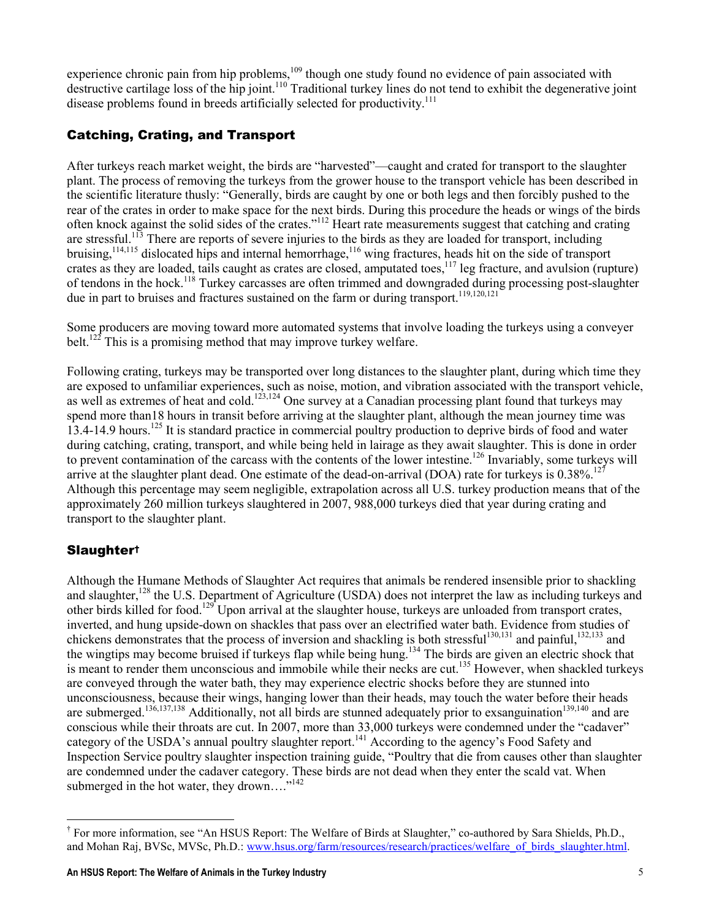experience chronic pain from hip problems,[109] though one study found no evidence of pain associated with destructive cartilage loss of the hip joint.[110] Traditional turkey lines do not tend to exhibit the degenerative joint disease problems found in breeds artificially selected for productivity.[111]

## Catching, Crating, and Transport

After turkeys reach market weight, the birds are "harvested"—caught and crated for transport to the slaughter plant. The process of removing the turkeys from the grower house to the transport vehicle has been described in the scientific literature thusly: "Generally, birds are caught by one or both legs and then forcibly pushed to the rear of the crates in order to make space for the next birds. During this procedure the heads or wings of the birds often knock against the solid sides of the crates."[112] Heart rate measurements suggest that catching and crating are stressful.[113] There are reports of severe injuries to the birds as they are loaded for transport, including bruising,[114,115] dislocated hips and internal hemorrhage,[116] wing fractures, heads hit on the side of transport crates as they are loaded, tails caught as crates are closed, amputated toes,[117] leg fracture, and avulsion (rupture) of tendons in the hock.[118] Turkey carcasses are often trimmed and downgraded during processing post-slaughter due in part to bruises and fractures sustained on the farm or during transport.[119,120,121]

Some producers are moving toward more automated systems that involve loading the turkeys using a conveyer belt.[122] This is a promising method that may improve turkey welfare.

Following crating, turkeys may be transported over long distances to the slaughter plant, during which time they are exposed to unfamiliar experiences, such as noise, motion, and vibration associated with the transport vehicle, as well as extremes of heat and cold.[123,124] One survey at a Canadian processing plant found that turkeys may spend more than18 hours in transit before arriving at the slaughter plant, although the mean journey time was 13.4-14.9 hours.[125] It is standard practice in commercial poultry production to deprive birds of food and water during catching, crating, transport, and while being held in lairage as they await slaughter. This is done in order to prevent contamination of the carcass with the contents of the lower intestine.[126] Invariably, some turkeys will arrive at the slaughter plant dead. One estimate of the dead-on-arrival (DOA) rate for turkeys is 0.38%.[127] Although this percentage may seem negligible, extrapolation across all U.S. turkey production means that of the approximately 260 million turkeys slaughtered in 2007, 988,000 turkeys died that year during crating and transport to the slaughter plant.

## Slaughter†

Although the Humane Methods of Slaughter Act requires that animals be rendered insensible prior to shackling and slaughter,[128] the U.S. Department of Agriculture (USDA) does not interpret the law as including turkeys and other birds killed for food.[129] Upon arrival at the slaughter house, turkeys are unloaded from transport crates, inverted, and hung upside-down on shackles that pass over an electrified water bath. Evidence from studies of chickens demonstrates that the process of inversion and shackling is both stressful[130,131] and painful,[132,133] and the wingtips may become bruised if turkeys flap while being hung.[134] The birds are given an electric shock that is meant to render them unconscious and immobile while their necks are cut.[135] However, when shackled turkeys are conveyed through the water bath, they may experience electric shocks before they are stunned into unconsciousness, because their wings, hanging lower than their heads, may touch the water before their heads are submerged.[136,137,138] Additionally, not all birds are stunned adequately prior to exsanguination[139,140] and are conscious while their throats are cut. In 2007, more than 33,000 turkeys were condemned under the "cadaver" category of the USDA's annual poultry slaughter report.[141] According to the agency's Food Safety and Inspection Service poultry slaughter inspection training guide, "Poultry that die from causes other than slaughter are condemned under the cadaver category. These birds are not dead when they enter the scald vat. When submerged in the hot water, they drown…."[142]

---

† For more information, see "An HSUS Report: The Welfare of Birds at Slaughter," co-authored by Sara Shields, Ph.D., and Mohan Raj, BVSc, MVSc, Ph.D.: www.hsus.org/farm/resources/research/practices/welfare_of_birds_slaughter.html.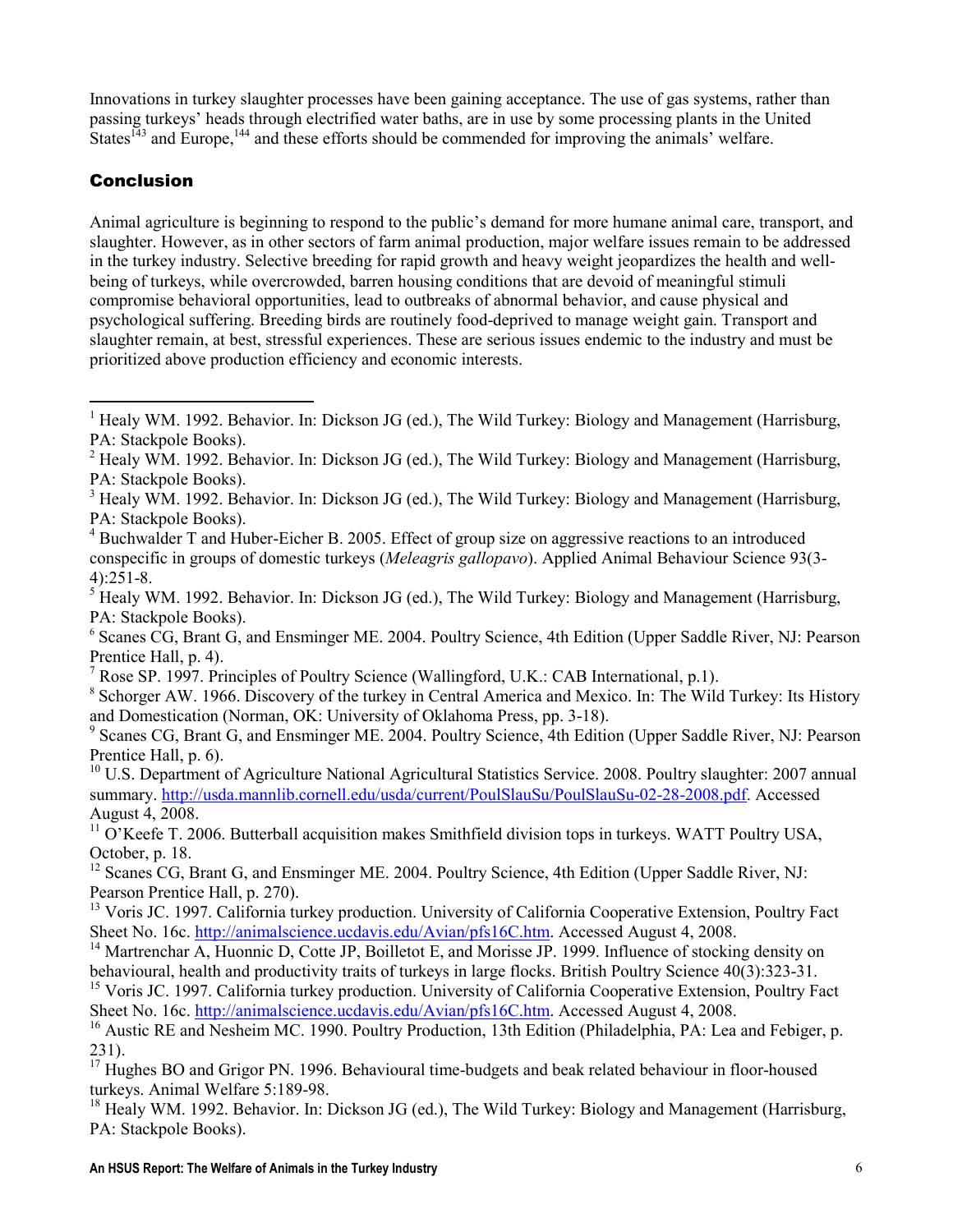Innovations in turkey slaughter processes have been gaining acceptance. The use of gas systems, rather than passing turkeys' heads through electrified water baths, are in use by some processing plants in the United States[143] and Europe,[144] and these efforts should be commended for improving the animals' welfare.

## Conclusion

Animal agriculture is beginning to respond to the public's demand for more humane animal care, transport, and slaughter. However, as in other sectors of farm animal production, major welfare issues remain to be addressed in the turkey industry. Selective breeding for rapid growth and heavy weight jeopardizes the health and well-being of turkeys, while overcrowded, barren housing conditions that are devoid of meaningful stimuli compromise behavioral opportunities, lead to outbreaks of abnormal behavior, and cause physical and psychological suffering. Breeding birds are routinely food-deprived to manage weight gain. Transport and slaughter remain, at best, stressful experiences. These are serious issues endemic to the industry and must be prioritized above production efficiency and economic interests.

---

[1] Healy WM. 1992. Behavior. In: Dickson JG (ed.), The Wild Turkey: Biology and Management (Harrisburg, PA: Stackpole Books).

[2] Healy WM. 1992. Behavior. In: Dickson JG (ed.), The Wild Turkey: Biology and Management (Harrisburg, PA: Stackpole Books).

[3] Healy WM. 1992. Behavior. In: Dickson JG (ed.), The Wild Turkey: Biology and Management (Harrisburg, PA: Stackpole Books).

[4] Buchwalder T and Huber-Eicher B. 2005. Effect of group size on aggressive reactions to an introduced conspecific in groups of domestic turkeys (*Meleagris gallopavo*). Applied Animal Behaviour Science 93(3-4):251-8.

[5] Healy WM. 1992. Behavior. In: Dickson JG (ed.), The Wild Turkey: Biology and Management (Harrisburg, PA: Stackpole Books).

[6] Scanes CG, Brant G, and Ensminger ME. 2004. Poultry Science, 4th Edition (Upper Saddle River, NJ: Pearson Prentice Hall, p. 4).

[7] Rose SP. 1997. Principles of Poultry Science (Wallingford, U.K.: CAB International, p.1).

[8] Schorger AW. 1966. Discovery of the turkey in Central America and Mexico. In: The Wild Turkey: Its History and Domestication (Norman, OK: University of Oklahoma Press, pp. 3-18).

[9] Scanes CG, Brant G, and Ensminger ME. 2004. Poultry Science, 4th Edition (Upper Saddle River, NJ: Pearson Prentice Hall, p. 6).

[10] U.S. Department of Agriculture National Agricultural Statistics Service. 2008. Poultry slaughter: 2007 annual summary. http://usda.mannlib.cornell.edu/usda/current/PoulSlauSu/PoulSlauSu-02-28-2008.pdf. Accessed August 4, 2008.

[11] O'Keefe T. 2006. Butterball acquisition makes Smithfield division tops in turkeys. WATT Poultry USA, October, p. 18.

[12] Scanes CG, Brant G, and Ensminger ME. 2004. Poultry Science, 4th Edition (Upper Saddle River, NJ: Pearson Prentice Hall, p. 270).

[13] Voris JC. 1997. California turkey production. University of California Cooperative Extension, Poultry Fact Sheet No. 16c. http://animalscience.ucdavis.edu/Avian/pfs16C.htm. Accessed August 4, 2008.

[14] Martrenchar A, Huonnic D, Cotte JP, Boilletot E, and Morisse JP. 1999. Influence of stocking density on behavioural, health and productivity traits of turkeys in large flocks. British Poultry Science 40(3):323-31.

[15] Voris JC. 1997. California turkey production. University of California Cooperative Extension, Poultry Fact Sheet No. 16c. http://animalscience.ucdavis.edu/Avian/pfs16C.htm. Accessed August 4, 2008.

[16] Austic RE and Nesheim MC. 1990. Poultry Production, 13th Edition (Philadelphia, PA: Lea and Febiger, p. 231).

[17] Hughes BO and Grigor PN. 1996. Behavioural time-budgets and beak related behaviour in floor-housed turkeys. Animal Welfare 5:189-98.

[18] Healy WM. 1992. Behavior. In: Dickson JG (ed.), The Wild Turkey: Biology and Management (Harrisburg, PA: Stackpole Books).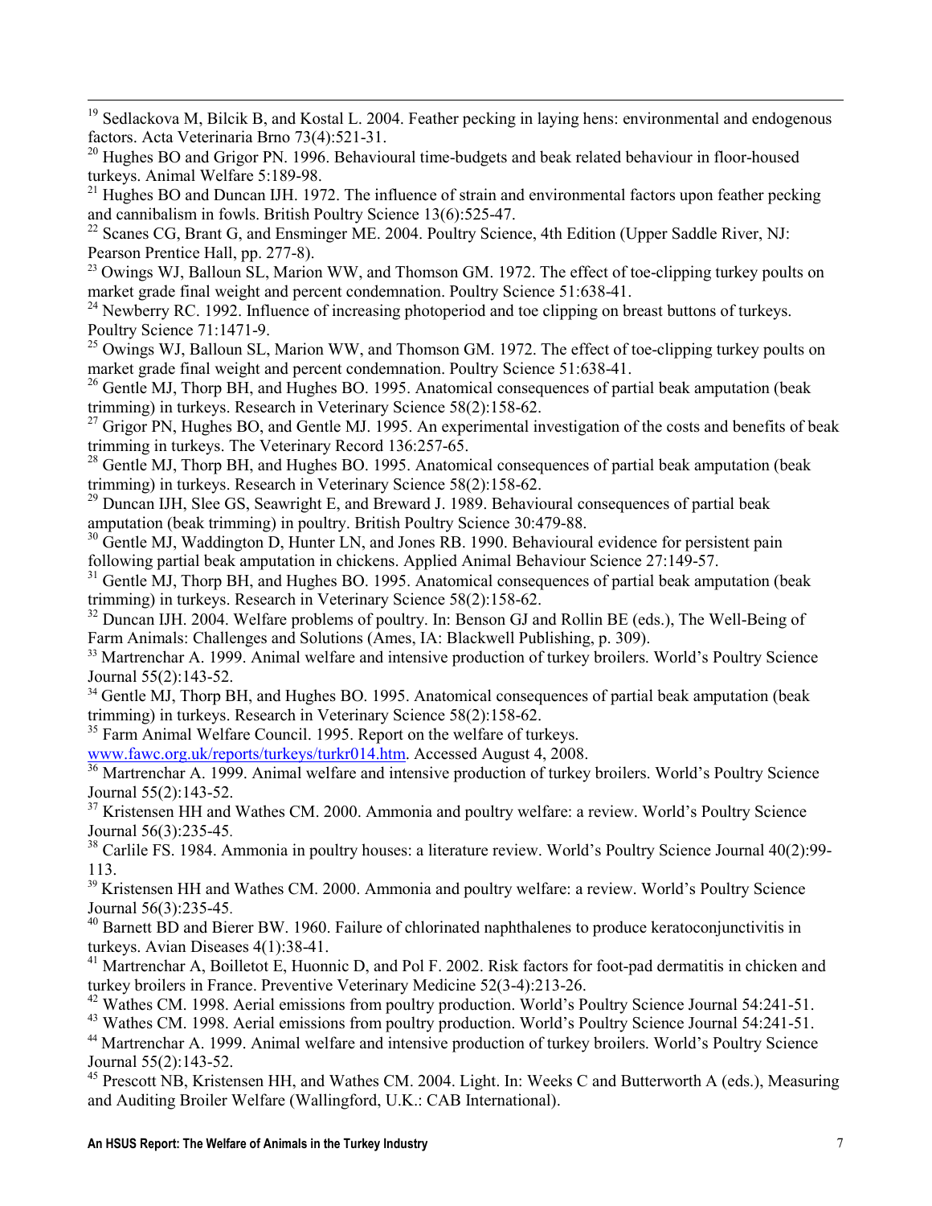[19] Sedlackova M, Bilcik B, and Kostal L. 2004. Feather pecking in laying hens: environmental and endogenous factors. Acta Veterinaria Brno 73(4):521-31.

[20] Hughes BO and Grigor PN. 1996. Behavioural time-budgets and beak related behaviour in floor-housed turkeys. Animal Welfare 5:189-98.

[21] Hughes BO and Duncan IJH. 1972. The influence of strain and environmental factors upon feather pecking and cannibalism in fowls. British Poultry Science 13(6):525-47.

[22] Scanes CG, Brant G, and Ensminger ME. 2004. Poultry Science, 4th Edition (Upper Saddle River, NJ: Pearson Prentice Hall, pp. 277-8).

[23] Owings WJ, Balloun SL, Marion WW, and Thomson GM. 1972. The effect of toe-clipping turkey poults on market grade final weight and percent condemnation. Poultry Science 51:638-41.

[24] Newberry RC. 1992. Influence of increasing photoperiod and toe clipping on breast buttons of turkeys. Poultry Science 71:1471-9.

[25] Owings WJ, Balloun SL, Marion WW, and Thomson GM. 1972. The effect of toe-clipping turkey poults on market grade final weight and percent condemnation. Poultry Science 51:638-41.

[26] Gentle MJ, Thorp BH, and Hughes BO. 1995. Anatomical consequences of partial beak amputation (beak trimming) in turkeys. Research in Veterinary Science 58(2):158-62.

[27] Grigor PN, Hughes BO, and Gentle MJ. 1995. An experimental investigation of the costs and benefits of beak trimming in turkeys. The Veterinary Record 136:257-65.

[28] Gentle MJ, Thorp BH, and Hughes BO. 1995. Anatomical consequences of partial beak amputation (beak trimming) in turkeys. Research in Veterinary Science 58(2):158-62.

[29] Duncan IJH, Slee GS, Seawright E, and Breward J. 1989. Behavioural consequences of partial beak amputation (beak trimming) in poultry. British Poultry Science 30:479-88.

[30] Gentle MJ, Waddington D, Hunter LN, and Jones RB. 1990. Behavioural evidence for persistent pain following partial beak amputation in chickens. Applied Animal Behaviour Science 27:149-57.

[31] Gentle MJ, Thorp BH, and Hughes BO. 1995. Anatomical consequences of partial beak amputation (beak trimming) in turkeys. Research in Veterinary Science 58(2):158-62.

[32] Duncan IJH. 2004. Welfare problems of poultry. In: Benson GJ and Rollin BE (eds.), The Well-Being of Farm Animals: Challenges and Solutions (Ames, IA: Blackwell Publishing, p. 309).

[33] Martrenchar A. 1999. Animal welfare and intensive production of turkey broilers. World's Poultry Science Journal 55(2):143-52.

[34] Gentle MJ, Thorp BH, and Hughes BO. 1995. Anatomical consequences of partial beak amputation (beak trimming) in turkeys. Research in Veterinary Science 58(2):158-62.

[35] Farm Animal Welfare Council. 1995. Report on the welfare of turkeys. www.fawc.org.uk/reports/turkeys/turkr014.htm. Accessed August 4, 2008.

[36] Martrenchar A. 1999. Animal welfare and intensive production of turkey broilers. World's Poultry Science Journal 55(2):143-52.

[37] Kristensen HH and Wathes CM. 2000. Ammonia and poultry welfare: a review. World's Poultry Science Journal 56(3):235-45.

[38] Carlile FS. 1984. Ammonia in poultry houses: a literature review. World's Poultry Science Journal 40(2):99-113.

[39] Kristensen HH and Wathes CM. 2000. Ammonia and poultry welfare: a review. World's Poultry Science Journal 56(3):235-45.

[40] Barnett BD and Bierer BW. 1960. Failure of chlorinated naphthalenes to produce keratoconjunctivitis in turkeys. Avian Diseases 4(1):38-41.

[41] Martrenchar A, Boilletot E, Huonnic D, and Pol F. 2002. Risk factors for foot-pad dermatitis in chicken and turkey broilers in France. Preventive Veterinary Medicine 52(3-4):213-26.

[42] Wathes CM. 1998. Aerial emissions from poultry production. World's Poultry Science Journal 54:241-51.

[43] Wathes CM. 1998. Aerial emissions from poultry production. World's Poultry Science Journal 54:241-51.

[44] Martrenchar A. 1999. Animal welfare and intensive production of turkey broilers. World's Poultry Science Journal 55(2):143-52.

[45] Prescott NB, Kristensen HH, and Wathes CM. 2004. Light. In: Weeks C and Butterworth A (eds.), Measuring and Auditing Broiler Welfare (Wallingford, U.K.: CAB International).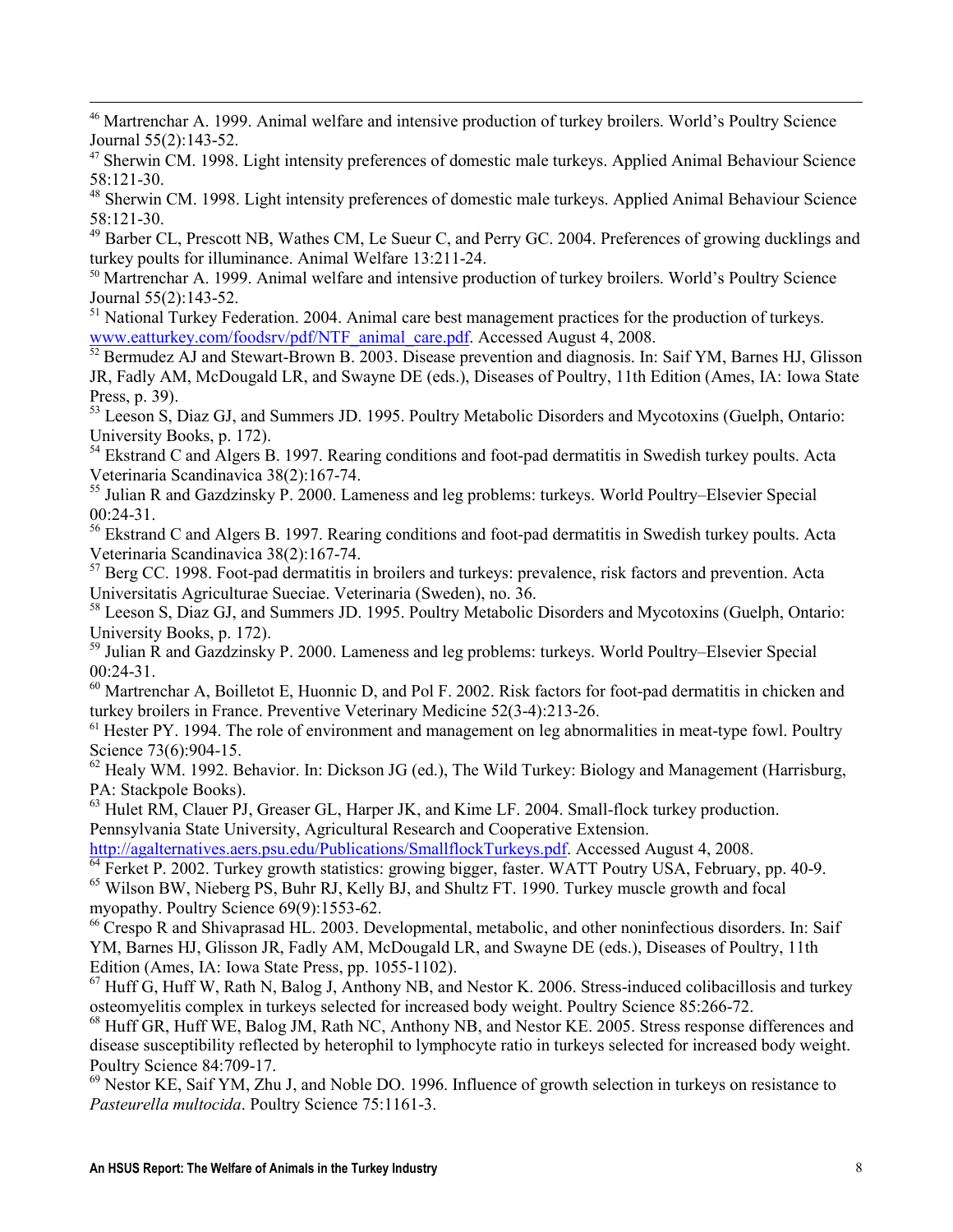[46] Martrenchar A. 1999. Animal welfare and intensive production of turkey broilers. World's Poultry Science Journal 55(2):143-52.

[47] Sherwin CM. 1998. Light intensity preferences of domestic male turkeys. Applied Animal Behaviour Science 58:121-30.

[48] Sherwin CM. 1998. Light intensity preferences of domestic male turkeys. Applied Animal Behaviour Science 58:121-30.

[49] Barber CL, Prescott NB, Wathes CM, Le Sueur C, and Perry GC. 2004. Preferences of growing ducklings and turkey poults for illuminance. Animal Welfare 13:211-24.

[50] Martrenchar A. 1999. Animal welfare and intensive production of turkey broilers. World's Poultry Science Journal 55(2):143-52.

[51] National Turkey Federation. 2004. Animal care best management practices for the production of turkeys. www.eatturkey.com/foodsrv/pdf/NTF_animal_care.pdf. Accessed August 4, 2008.

[52] Bermudez AJ and Stewart-Brown B. 2003. Disease prevention and diagnosis. In: Saif YM, Barnes HJ, Glisson JR, Fadly AM, McDougald LR, and Swayne DE (eds.), Diseases of Poultry, 11th Edition (Ames, IA: Iowa State Press, p. 39).

[53] Leeson S, Diaz GJ, and Summers JD. 1995. Poultry Metabolic Disorders and Mycotoxins (Guelph, Ontario: University Books, p. 172).

[54] Ekstrand C and Algers B. 1997. Rearing conditions and foot-pad dermatitis in Swedish turkey poults. Acta Veterinaria Scandinavica 38(2):167-74.

[55] Julian R and Gazdzinsky P. 2000. Lameness and leg problems: turkeys. World Poultry–Elsevier Special 00:24-31.

[56] Ekstrand C and Algers B. 1997. Rearing conditions and foot-pad dermatitis in Swedish turkey poults. Acta Veterinaria Scandinavica 38(2):167-74.

[57] Berg CC. 1998. Foot-pad dermatitis in broilers and turkeys: prevalence, risk factors and prevention. Acta Universitatis Agriculturae Sueciae. Veterinaria (Sweden), no. 36.

[58] Leeson S, Diaz GJ, and Summers JD. 1995. Poultry Metabolic Disorders and Mycotoxins (Guelph, Ontario: University Books, p. 172).

[59] Julian R and Gazdzinsky P. 2000. Lameness and leg problems: turkeys. World Poultry–Elsevier Special 00:24-31.

[60] Martrenchar A, Boilletot E, Huonnic D, and Pol F. 2002. Risk factors for foot-pad dermatitis in chicken and turkey broilers in France. Preventive Veterinary Medicine 52(3-4):213-26.

[61] Hester PY. 1994. The role of environment and management on leg abnormalities in meat-type fowl. Poultry Science 73(6):904-15.

[62] Healy WM. 1992. Behavior. In: Dickson JG (ed.), The Wild Turkey: Biology and Management (Harrisburg, PA: Stackpole Books).

[63] Hulet RM, Clauer PJ, Greaser GL, Harper JK, and Kime LF. 2004. Small-flock turkey production. Pennsylvania State University, Agricultural Research and Cooperative Extension. http://agalternatives.aers.psu.edu/Publications/SmallflockTurkeys.pdf. Accessed August 4, 2008.

[64] Ferket P. 2002. Turkey growth statistics: growing bigger, faster. WATT Poutry USA, February, pp. 40-9.

[65] Wilson BW, Nieberg PS, Buhr RJ, Kelly BJ, and Shultz FT. 1990. Turkey muscle growth and focal myopathy. Poultry Science 69(9):1553-62.

[66] Crespo R and Shivaprasad HL. 2003. Developmental, metabolic, and other noninfectious disorders. In: Saif YM, Barnes HJ, Glisson JR, Fadly AM, McDougald LR, and Swayne DE (eds.), Diseases of Poultry, 11th Edition (Ames, IA: Iowa State Press, pp. 1055-1102).

[67] Huff G, Huff W, Rath N, Balog J, Anthony NB, and Nestor K. 2006. Stress-induced colibacillosis and turkey osteomyelitis complex in turkeys selected for increased body weight. Poultry Science 85:266-72.

[68] Huff GR, Huff WE, Balog JM, Rath NC, Anthony NB, and Nestor KE. 2005. Stress response differences and disease susceptibility reflected by heterophil to lymphocyte ratio in turkeys selected for increased body weight. Poultry Science 84:709-17.

[69] Nestor KE, Saif YM, Zhu J, and Noble DO. 1996. Influence of growth selection in turkeys on resistance to *Pasteurella multocida*. Poultry Science 75:1161-3.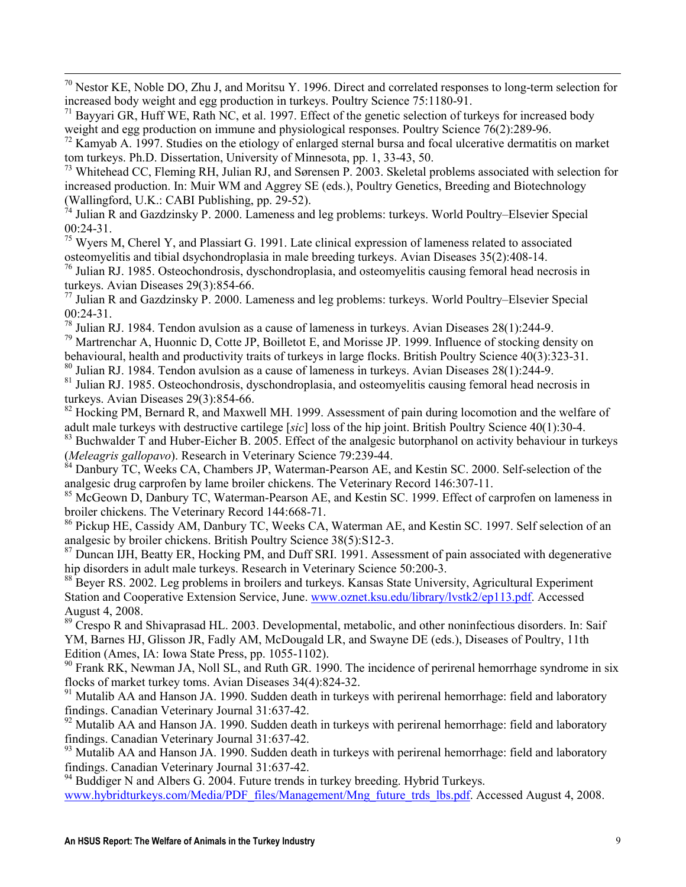[70] Nestor KE, Noble DO, Zhu J, and Moritsu Y. 1996. Direct and correlated responses to long-term selection for increased body weight and egg production in turkeys. Poultry Science 75:1180-91.

[71] Bayyari GR, Huff WE, Rath NC, et al. 1997. Effect of the genetic selection of turkeys for increased body weight and egg production on immune and physiological responses. Poultry Science 76(2):289-96.

[72] Kamyab A. 1997. Studies on the etiology of enlarged sternal bursa and focal ulcerative dermatitis on market tom turkeys. Ph.D. Dissertation, University of Minnesota, pp. 1, 33-43, 50.

[73] Whitehead CC, Fleming RH, Julian RJ, and Sørensen P. 2003. Skeletal problems associated with selection for increased production. In: Muir WM and Aggrey SE (eds.), Poultry Genetics, Breeding and Biotechnology (Wallingford, U.K.: CABI Publishing, pp. 29-52).

[74] Julian R and Gazdzinsky P. 2000. Lameness and leg problems: turkeys. World Poultry–Elsevier Special 00:24-31.

[75] Wyers M, Cherel Y, and Plassiart G. 1991. Late clinical expression of lameness related to associated osteomyelitis and tibial dsychondroplasia in male breeding turkeys. Avian Diseases 35(2):408-14.

[76] Julian RJ. 1985. Osteochondrosis, dyschondroplasia, and osteomyelitis causing femoral head necrosis in turkeys. Avian Diseases 29(3):854-66.

[77] Julian R and Gazdzinsky P. 2000. Lameness and leg problems: turkeys. World Poultry–Elsevier Special 00:24-31.

[78] Julian RJ. 1984. Tendon avulsion as a cause of lameness in turkeys. Avian Diseases 28(1):244-9.

[79] Martrenchar A, Huonnic D, Cotte JP, Boilletot E, and Morisse JP. 1999. Influence of stocking density on behavioural, health and productivity traits of turkeys in large flocks. British Poultry Science 40(3):323-31.

[80] Julian RJ. 1984. Tendon avulsion as a cause of lameness in turkeys. Avian Diseases 28(1):244-9.

[81] Julian RJ. 1985. Osteochondrosis, dyschondroplasia, and osteomyelitis causing femoral head necrosis in turkeys. Avian Diseases 29(3):854-66.

[82] Hocking PM, Bernard R, and Maxwell MH. 1999. Assessment of pain during locomotion and the welfare of adult male turkeys with destructive cartilege [*sic*] loss of the hip joint. British Poultry Science 40(1):30-4.

[83] Buchwalder T and Huber-Eicher B. 2005. Effect of the analgesic butorphanol on activity behaviour in turkeys (*Meleagris gallopavo*). Research in Veterinary Science 79:239-44.

[84] Danbury TC, Weeks CA, Chambers JP, Waterman-Pearson AE, and Kestin SC. 2000. Self-selection of the analgesic drug carprofen by lame broiler chickens. The Veterinary Record 146:307-11.

[85] McGeown D, Danbury TC, Waterman-Pearson AE, and Kestin SC. 1999. Effect of carprofen on lameness in broiler chickens. The Veterinary Record 144:668-71.

[86] Pickup HE, Cassidy AM, Danbury TC, Weeks CA, Waterman AE, and Kestin SC. 1997. Self selection of an analgesic by broiler chickens. British Poultry Science 38(5):S12-3.

[87] Duncan IJH, Beatty ER, Hocking PM, and Duff SRI. 1991. Assessment of pain associated with degenerative hip disorders in adult male turkeys. Research in Veterinary Science 50:200-3.

[88] Beyer RS. 2002. Leg problems in broilers and turkeys. Kansas State University, Agricultural Experiment Station and Cooperative Extension Service, June. www.oznet.ksu.edu/library/lvstk2/ep113.pdf. Accessed August 4, 2008.

[89] Crespo R and Shivaprasad HL. 2003. Developmental, metabolic, and other noninfectious disorders. In: Saif YM, Barnes HJ, Glisson JR, Fadly AM, McDougald LR, and Swayne DE (eds.), Diseases of Poultry, 11th Edition (Ames, IA: Iowa State Press, pp. 1055-1102).

[90] Frank RK, Newman JA, Noll SL, and Ruth GR. 1990. The incidence of perirenal hemorrhage syndrome in six flocks of market turkey toms. Avian Diseases 34(4):824-32.

[91] Mutalib AA and Hanson JA. 1990. Sudden death in turkeys with perirenal hemorrhage: field and laboratory findings. Canadian Veterinary Journal 31:637-42.

[92] Mutalib AA and Hanson JA. 1990. Sudden death in turkeys with perirenal hemorrhage: field and laboratory findings. Canadian Veterinary Journal 31:637-42.

[93] Mutalib AA and Hanson JA. 1990. Sudden death in turkeys with perirenal hemorrhage: field and laboratory findings. Canadian Veterinary Journal 31:637-42.

[94] Buddiger N and Albers G. 2004. Future trends in turkey breeding. Hybrid Turkeys. www.hybridturkeys.com/Media/PDF_files/Management/Mng_future_trds_lbs.pdf. Accessed August 4, 2008.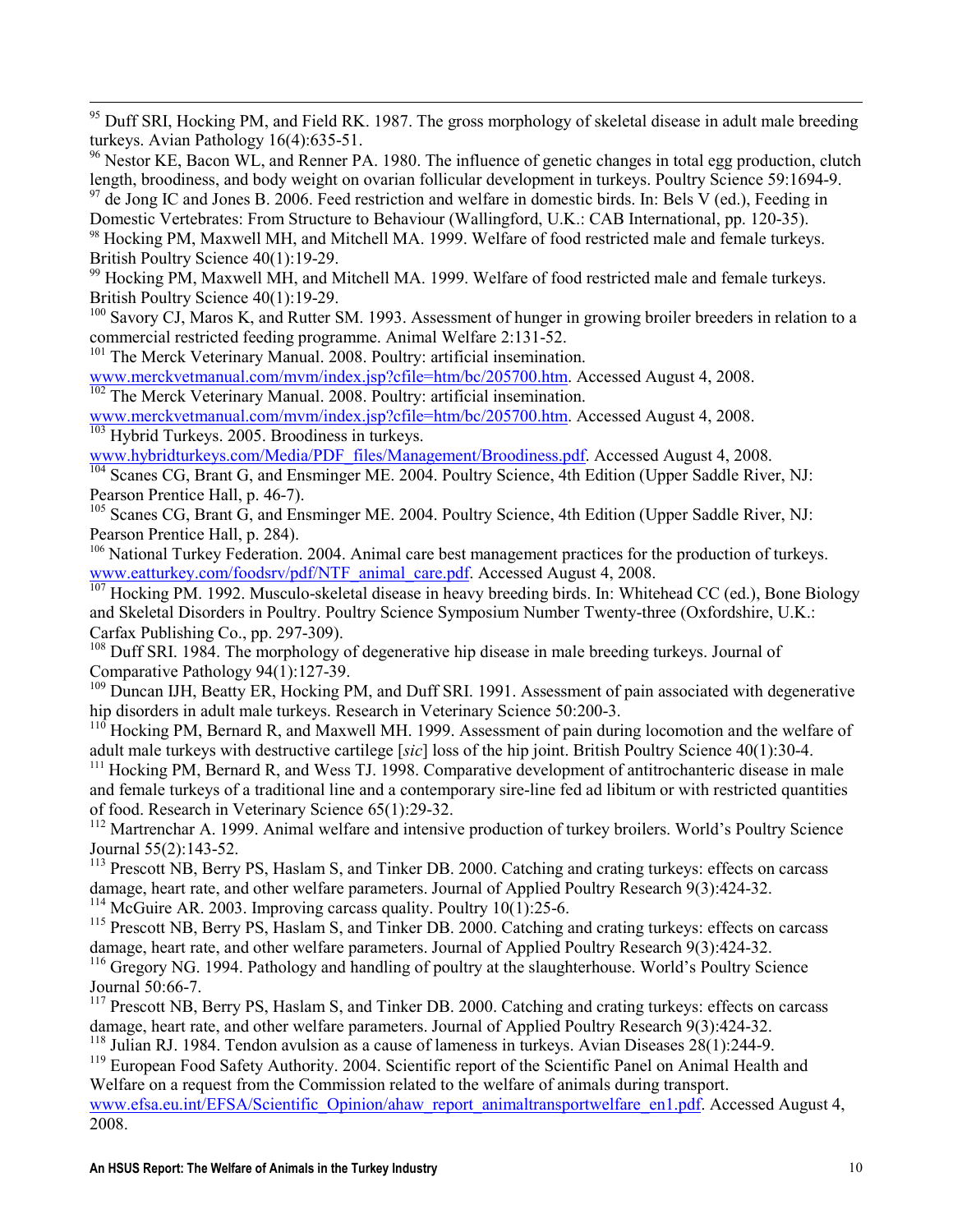[95] Duff SRI, Hocking PM, and Field RK. 1987. The gross morphology of skeletal disease in adult male breeding turkeys. Avian Pathology 16(4):635-51.

[96] Nestor KE, Bacon WL, and Renner PA. 1980. The influence of genetic changes in total egg production, clutch length, broodiness, and body weight on ovarian follicular development in turkeys. Poultry Science 59:1694-9.

[97] de Jong IC and Jones B. 2006. Feed restriction and welfare in domestic birds. In: Bels V (ed.), Feeding in Domestic Vertebrates: From Structure to Behaviour (Wallingford, U.K.: CAB International, pp. 120-35).

[98] Hocking PM, Maxwell MH, and Mitchell MA. 1999. Welfare of food restricted male and female turkeys. British Poultry Science 40(1):19-29.

[99] Hocking PM, Maxwell MH, and Mitchell MA. 1999. Welfare of food restricted male and female turkeys. British Poultry Science 40(1):19-29.

[100] Savory CJ, Maros K, and Rutter SM. 1993. Assessment of hunger in growing broiler breeders in relation to a commercial restricted feeding programme. Animal Welfare 2:131-52.

[101] The Merck Veterinary Manual. 2008. Poultry: artificial insemination. www.merckvetmanual.com/mvm/index.jsp?cfile=htm/bc/205700.htm. Accessed August 4, 2008.

[102] The Merck Veterinary Manual. 2008. Poultry: artificial insemination. www.merckvetmanual.com/mvm/index.jsp?cfile=htm/bc/205700.htm. Accessed August 4, 2008.

[103] Hybrid Turkeys. 2005. Broodiness in turkeys. www.hybridturkeys.com/Media/PDF_files/Management/Broodiness.pdf. Accessed August 4, 2008.

[104] Scanes CG, Brant G, and Ensminger ME. 2004. Poultry Science, 4th Edition (Upper Saddle River, NJ: Pearson Prentice Hall, p. 46-7).

[105] Scanes CG, Brant G, and Ensminger ME. 2004. Poultry Science, 4th Edition (Upper Saddle River, NJ: Pearson Prentice Hall, p. 284).

[106] National Turkey Federation. 2004. Animal care best management practices for the production of turkeys. www.eatturkey.com/foodsrv/pdf/NTF_animal_care.pdf. Accessed August 4, 2008.

[107] Hocking PM. 1992. Musculo-skeletal disease in heavy breeding birds. In: Whitehead CC (ed.), Bone Biology and Skeletal Disorders in Poultry. Poultry Science Symposium Number Twenty-three (Oxfordshire, U.K.: Carfax Publishing Co., pp. 297-309).

[108] Duff SRI. 1984. The morphology of degenerative hip disease in male breeding turkeys. Journal of Comparative Pathology 94(1):127-39.

[109] Duncan IJH, Beatty ER, Hocking PM, and Duff SRI. 1991. Assessment of pain associated with degenerative hip disorders in adult male turkeys. Research in Veterinary Science 50:200-3.

[110] Hocking PM, Bernard R, and Maxwell MH. 1999. Assessment of pain during locomotion and the welfare of adult male turkeys with destructive cartilege [*sic*] loss of the hip joint. British Poultry Science 40(1):30-4.

[111] Hocking PM, Bernard R, and Wess TJ. 1998. Comparative development of antitrochanteric disease in male and female turkeys of a traditional line and a contemporary sire-line fed ad libitum or with restricted quantities of food. Research in Veterinary Science 65(1):29-32.

[112] Martrenchar A. 1999. Animal welfare and intensive production of turkey broilers. World's Poultry Science Journal 55(2):143-52.

[113] Prescott NB, Berry PS, Haslam S, and Tinker DB. 2000. Catching and crating turkeys: effects on carcass damage, heart rate, and other welfare parameters. Journal of Applied Poultry Research 9(3):424-32.

[114] McGuire AR. 2003. Improving carcass quality. Poultry 10(1):25-6.

[115] Prescott NB, Berry PS, Haslam S, and Tinker DB. 2000. Catching and crating turkeys: effects on carcass damage, heart rate, and other welfare parameters. Journal of Applied Poultry Research 9(3):424-32.

[116] Gregory NG. 1994. Pathology and handling of poultry at the slaughterhouse. World's Poultry Science Journal 50:66-7.

[117] Prescott NB, Berry PS, Haslam S, and Tinker DB. 2000. Catching and crating turkeys: effects on carcass damage, heart rate, and other welfare parameters. Journal of Applied Poultry Research 9(3):424-32.

[118] Julian RJ. 1984. Tendon avulsion as a cause of lameness in turkeys. Avian Diseases 28(1):244-9.

[119] European Food Safety Authority. 2004. Scientific report of the Scientific Panel on Animal Health and Welfare on a request from the Commission related to the welfare of animals during transport. www.efsa.eu.int/EFSA/Scientific_Opinion/ahaw_report_animaltransportwelfare_en1.pdf. Accessed August 4, 2008.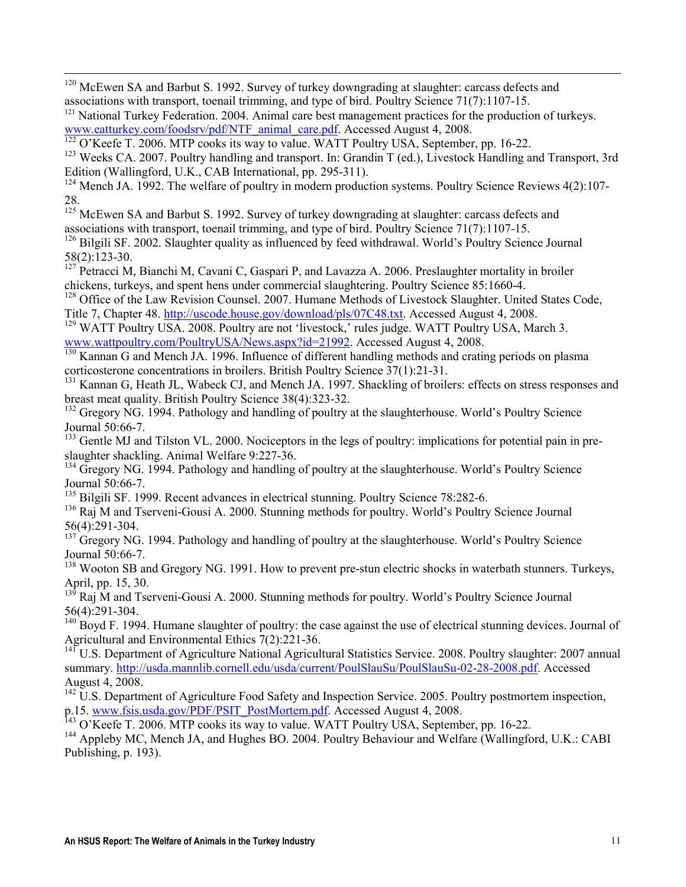[120] McEwen SA and Barbut S. 1992. Survey of turkey downgrading at slaughter: carcass defects and associations with transport, toenail trimming, and type of bird. Poultry Science 71(7):1107-15.

[121] National Turkey Federation. 2004. Animal care best management practices for the production of turkeys. www.eatturkey.com/foodsrv/pdf/NTF_animal_care.pdf. Accessed August 4, 2008.

[122] O'Keefe T. 2006. MTP cooks its way to value. WATT Poultry USA, September, pp. 16-22.

[123] Weeks CA. 2007. Poultry handling and transport. In: Grandin T (ed.), Livestock Handling and Transport, 3rd Edition (Wallingford, U.K., CAB International, pp. 295-311).

[124] Mench JA. 1992. The welfare of poultry in modern production systems. Poultry Science Reviews 4(2):107-28.

[125] McEwen SA and Barbut S. 1992. Survey of turkey downgrading at slaughter: carcass defects and associations with transport, toenail trimming, and type of bird. Poultry Science 71(7):1107-15.

[126] Bilgili SF. 2002. Slaughter quality as influenced by feed withdrawal. World's Poultry Science Journal 58(2):123-30.

[127] Petracci M, Bianchi M, Cavani C, Gaspari P, and Lavazza A. 2006. Preslaughter mortality in broiler chickens, turkeys, and spent hens under commercial slaughtering. Poultry Science 85:1660-4.

[128] Office of the Law Revision Counsel. 2007. Humane Methods of Livestock Slaughter. United States Code, Title 7, Chapter 48. http://uscode.house.gov/download/pls/07C48.txt. Accessed August 4, 2008.

[129] WATT Poultry USA. 2008. Poultry are not 'livestock,' rules judge. WATT Poultry USA, March 3. www.wattpoultry.com/PoultryUSA/News.aspx?id=21992. Accessed August 4, 2008.

[130] Kannan G and Mench JA. 1996. Influence of different handling methods and crating periods on plasma corticosterone concentrations in broilers. British Poultry Science 37(1):21-31.

[131] Kannan G, Heath JL, Wabeck CJ, and Mench JA. 1997. Shackling of broilers: effects on stress responses and breast meat quality. British Poultry Science 38(4):323-32.

[132] Gregory NG. 1994. Pathology and handling of poultry at the slaughterhouse. World's Poultry Science Journal 50:66-7.

[133] Gentle MJ and Tilston VL. 2000. Nociceptors in the legs of poultry: implications for potential pain in pre-slaughter shackling. Animal Welfare 9:227-36.

[134] Gregory NG. 1994. Pathology and handling of poultry at the slaughterhouse. World's Poultry Science Journal 50:66-7.

[135] Bilgili SF. 1999. Recent advances in electrical stunning. Poultry Science 78:282-6.

[136] Raj M and Tserveni-Gousi A. 2000. Stunning methods for poultry. World's Poultry Science Journal 56(4):291-304.

[137] Gregory NG. 1994. Pathology and handling of poultry at the slaughterhouse. World's Poultry Science Journal 50:66-7.

[138] Wooton SB and Gregory NG. 1991. How to prevent pre-stun electric shocks in waterbath stunners. Turkeys, April, pp. 15, 30.

[139] Raj M and Tserveni-Gousi A. 2000. Stunning methods for poultry. World's Poultry Science Journal 56(4):291-304.

[140] Boyd F. 1994. Humane slaughter of poultry: the case against the use of electrical stunning devices. Journal of Agricultural and Environmental Ethics 7(2):221-36.

[141] U.S. Department of Agriculture National Agricultural Statistics Service. 2008. Poultry slaughter: 2007 annual summary. http://usda.mannlib.cornell.edu/usda/current/PoulSlauSu/PoulSlauSu-02-28-2008.pdf. Accessed August 4, 2008.

[142] U.S. Department of Agriculture Food Safety and Inspection Service. 2005. Poultry postmortem inspection, p.15. www.fsis.usda.gov/PDF/PSIT_PostMortem.pdf. Accessed August 4, 2008.

[143] O'Keefe T. 2006. MTP cooks its way to value. WATT Poultry USA, September, pp. 16-22.

[144] Appleby MC, Mench JA, and Hughes BO. 2004. Poultry Behaviour and Welfare (Wallingford, U.K.: CABI Publishing, p. 193).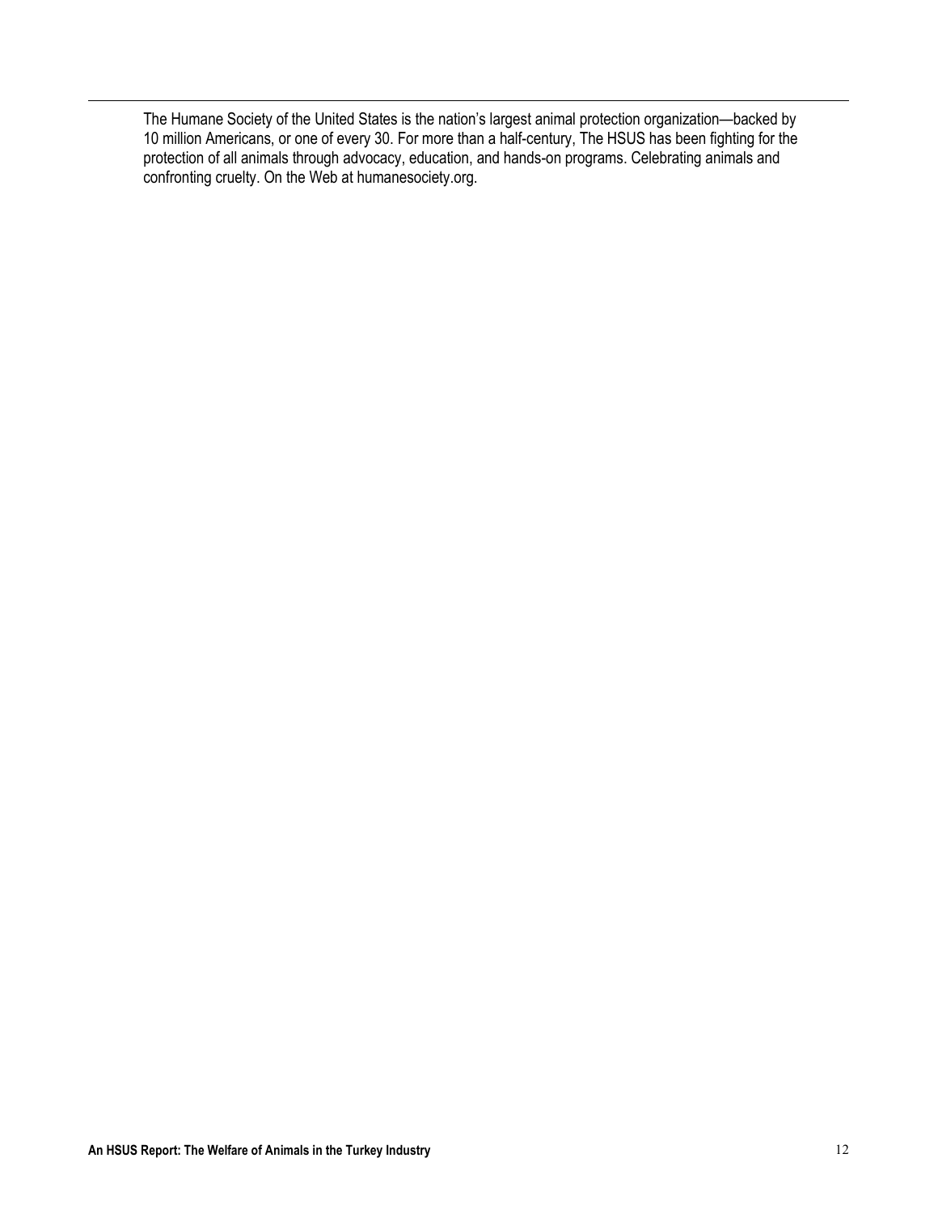The Humane Society of the United States is the nation's largest animal protection organization—backed by 10 million Americans, or one of every 30. For more than a half-century, The HSUS has been fighting for the protection of all animals through advocacy, education, and hands-on programs. Celebrating animals and confronting cruelty. On the Web at humanesociety.org.